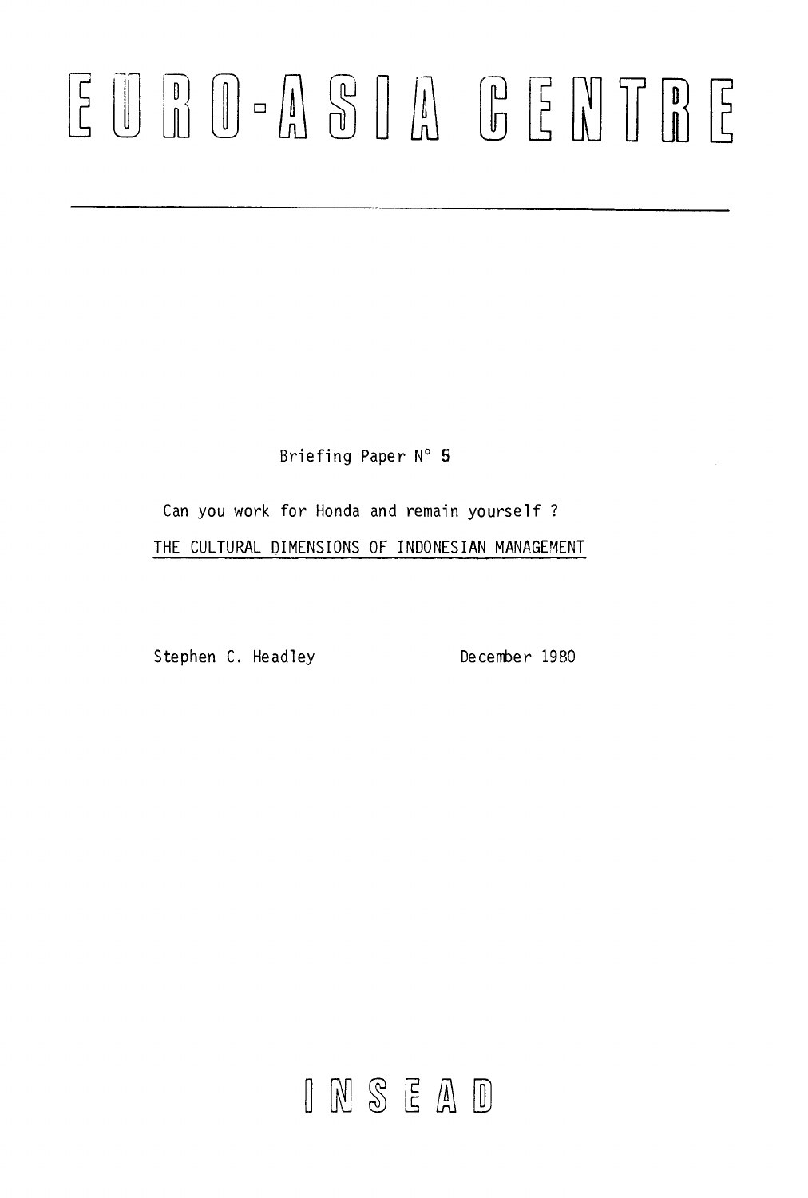# EURO-ASIA CENTRE

Briefing Paper N° 5

Can you work for Honda and remain yourself ?

## THE CULTURAL DIMENSIONS OF INDONESIAN MANAGEMENT

Stephen C. Headley

December 1980

INSEAD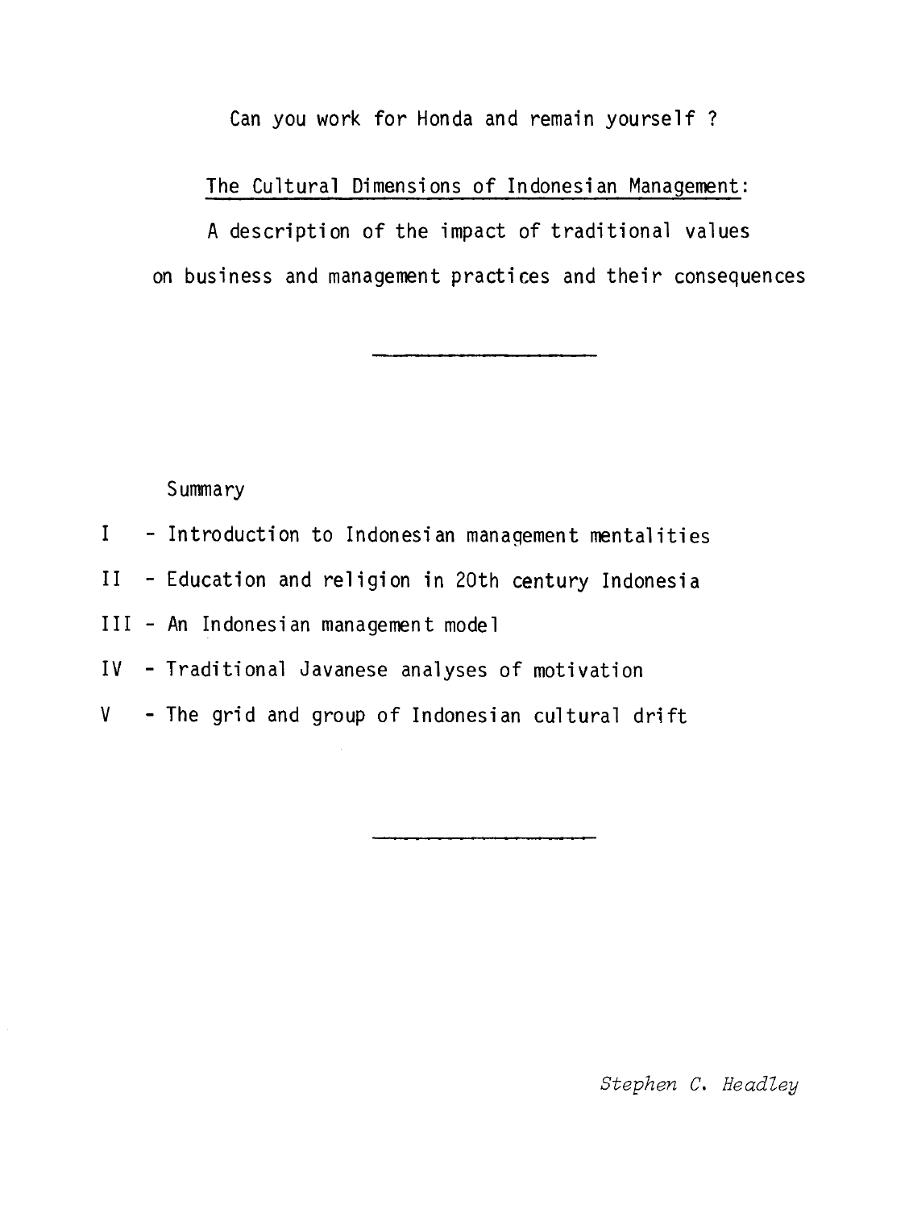Can you work for Honda and remain yourself ?

## The Cultural Dimensions of Indonesian Management:

A description of the impact of traditional values on business and management practices and their consequences

---

Summary

I - Introduction to Indonesian management mentalities

II - Education and religion in 20th century Indonesia

III - An Indonesian management model

IV - Traditional Javanese analyses of motivation

V - The grid and group of Indonesian cultural drift

---

*Stephen C. Headley*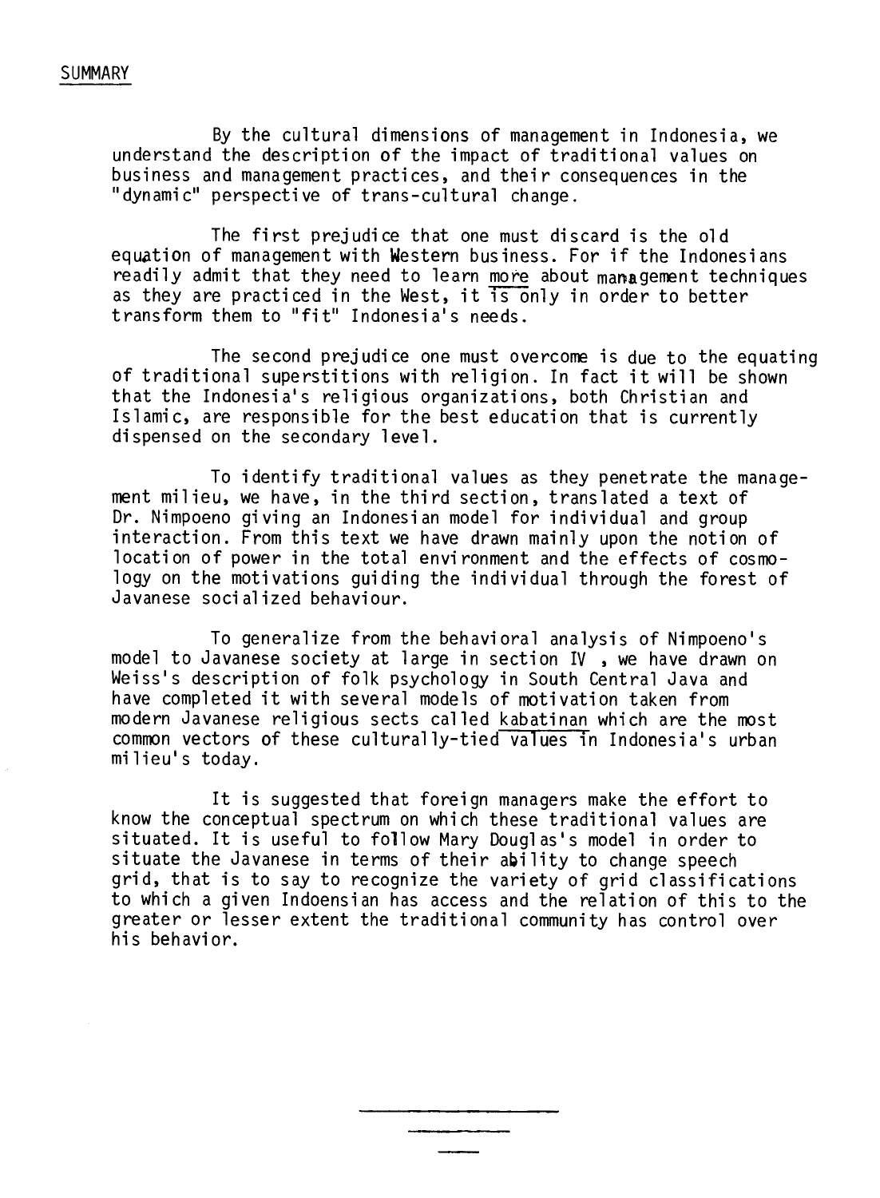## SUMMARY

By the cultural dimensions of management in Indonesia, we understand the description of the impact of traditional values on business and management practices, and their consequences in the "dynamic" perspective of trans-cultural change.

The first prejudice that one must discard is the old equation of management with Western business. For if the Indonesians readily admit that they need to learn more about management techniques as they are practiced in the West, it is only in order to better transform them to "fit" Indonesia's needs.

The second prejudice one must overcome is due to the equating of traditional superstitions with religion. In fact it will be shown that the Indonesia's religious organizations, both Christian and Islamic, are responsible for the best education that is currently dispensed on the secondary level.

To identify traditional values as they penetrate the management milieu, we have, in the third section, translated a text of Dr. Nimpoeno giving an Indonesian model for individual and group interaction. From this text we have drawn mainly upon the notion of location of power in the total environment and the effects of cosmology on the motivations guiding the individual through the forest of Javanese socialized behaviour.

To generalize from the behavioral analysis of Nimpoeno's model to Javanese society at large in section IV , we have drawn on Weiss's description of folk psychology in South Central Java and have completed it with several models of motivation taken from modern Javanese religious sects called kabatinan which are the most common vectors of these culturally-tied values in Indonesia's urban milieu's today.

It is suggested that foreign managers make the effort to know the conceptual spectrum on which these traditional values are situated. It is useful to follow Mary Douglas's model in order to situate the Javanese in terms of their ability to change speech grid, that is to say to recognize the variety of grid classifications to which a given Indoensian has access and the relation of this to the greater or lesser extent the traditional community has control over his behavior.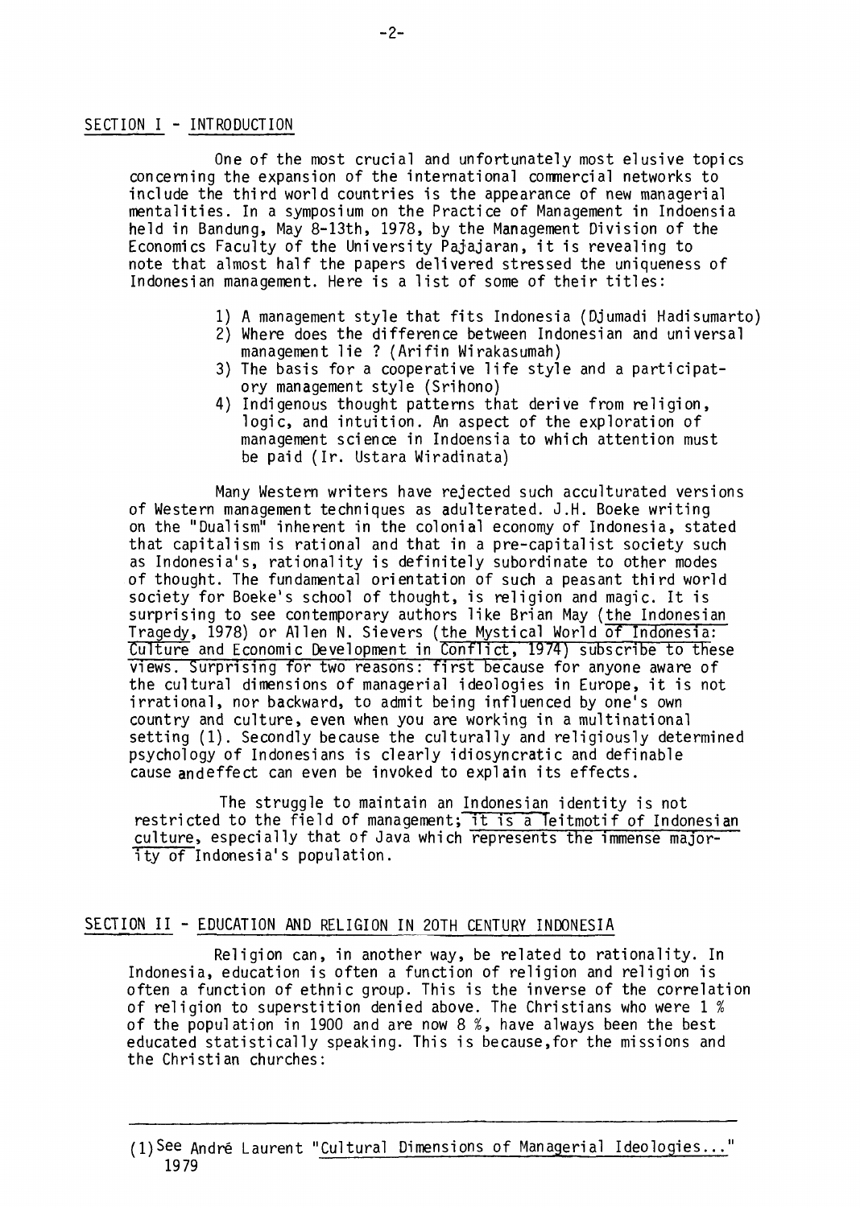## SECTION I - INTRODUCTION

One of the most crucial and unfortunately most elusive topics concerning the expansion of the international commercial networks to include the third world countries is the appearance of new managerial mentalities. In a symposium on the Practice of Management in Indoensia held in Bandung, May 8-13th, 1978, by the Management Division of the Economics Faculty of the University Pajajaran, it is revealing to note that almost half the papers delivered stressed the uniqueness of Indonesian management. Here is a list of some of their titles:

1) A management style that fits Indonesia (Djumadi Hadisumarto)
2) Where does the difference between Indonesian and universal management lie ? (Arifin Wirakasumah)
3) The basis for a cooperative life style and a participatory management style (Srihono)
4) Indigenous thought patterns that derive from religion, logic, and intuition. An aspect of the exploration of management science in Indoensia to which attention must be paid (Ir. Ustara Wiradinata)

Many Western writers have rejected such acculturated versions of Western management techniques as adulterated. J.H. Boeke writing on the "Dualism" inherent in the colonial economy of Indonesia, stated that capitalism is rational and that in a pre-capitalist society such as Indonesia's, rationality is definitely subordinate to other modes of thought. The fundamental orientation of such a peasant third world society for Boeke's school of thought, is religion and magic. It is surprising to see contemporary authors like Brian May (the Indonesian Tragedy, 1978) or Allen N. Sievers (the Mystical World of Indonesia: Culture and Economic Development in Conflict, 1974) subscribe to these views. Surprising for two reasons: first because for anyone aware of the cultural dimensions of managerial ideologies in Europe, it is not irrational, nor backward, to admit being influenced by one's own country and culture, even when you are working in a multinational setting (1). Secondly because the culturally and religiously determined psychology of Indonesians is clearly idiosyncratic and definable cause andeffect can even be invoked to explain its effects.

The struggle to maintain an Indonesian identity is not restricted to the field of management; it is a leitmotif of Indonesian culture, especially that of Java which represents the immense majority of Indonesia's population.

## SECTION II - EDUCATION AND RELIGION IN 20TH CENTURY INDONESIA

Religion can, in another way, be related to rationality. In Indonesia, education is often a function of religion and religion is often a function of ethnic group. This is the inverse of the correlation of religion to superstition denied above. The Christians who were 1 % of the population in 1900 and are now 8 %, have always been the best educated statistically speaking. This is because,for the missions and the Christian churches:

---

(1) See André Laurent "Cultural Dimensions of Managerial Ideologies..." 1979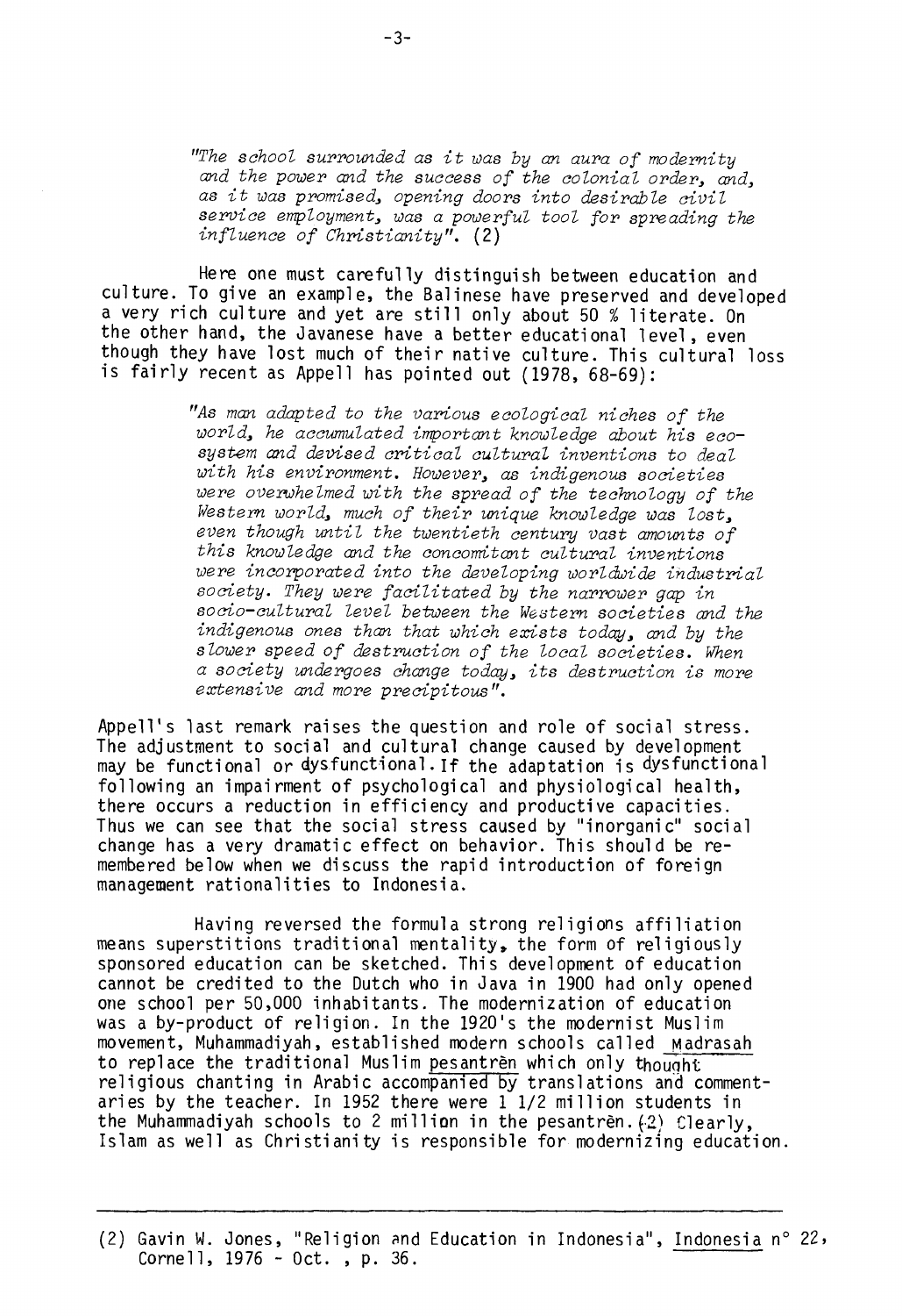*"The school surrounded as it was by an aura of modernity and the power and the success of the colonial order, and, as it was promised, opening doors into desirable civil service employment, was a powerful tool for spreading the influence of Christianity".* (2)

Here one must carefully distinguish between education and culture. To give an example, the Balinese have preserved and developed a very rich culture and yet are still only about 50 % literate. On the other hand, the Javanese have a better educational level, even though they have lost much of their native culture. This cultural loss is fairly recent as Appell has pointed out (1978, 68-69):

*"As man adapted to the various ecological niches of the world, he accumulated important knowledge about his ecosystem and devised critical cultural inventions to deal with his environment. However, as indigenous societies were overwhelmed with the spread of the technology of the Western world, much of their unique knowledge was lost, even though until the twentieth century vast amounts of this knowledge and the concomitant cultural inventions were incorporated into the developing worldwide industrial society. They were facilitated by the narrower gap in socio-cultural level between the Western societies and the indigenous ones than that which exists today, and by the slower speed of destruction of the local societies. When a society undergoes change today, its destruction is more extensive and more precipitous".*

Appell's last remark raises the question and role of social stress. The adjustment to social and cultural change caused by development may be functional or dysfunctional. If the adaptation is dysfunctional following an impairment of psychological and physiological health, there occurs a reduction in efficiency and productive capacities. Thus we can see that the social stress caused by "inorganic" social change has a very dramatic effect on behavior. This should be remembered below when we discuss the rapid introduction of foreign management rationalities to Indonesia.

Having reversed the formula strong religions affiliation means superstitions traditional mentality, the form of religiously sponsored education can be sketched. This development of education cannot be credited to the Dutch who in Java in 1900 had only opened one school per 50,000 inhabitants. The modernization of education was a by-product of religion. In the 1920's the modernist Muslim movement, Muhammadiyah, established modern schools called Madrasah to replace the traditional Muslim pesantrèn which only thought religious chanting in Arabic accompanied by translations and commentaries by the teacher. In 1952 there were 1 1/2 million students in the Muhammadiyah schools to 2 million in the pesantrèn. (2) Clearly, Islam as well as Christianity is responsible for modernizing education.

---

(2) Gavin W. Jones, "Religion and Education in Indonesia", Indonesia n° 22, Cornell, 1976 - Oct. , p. 36.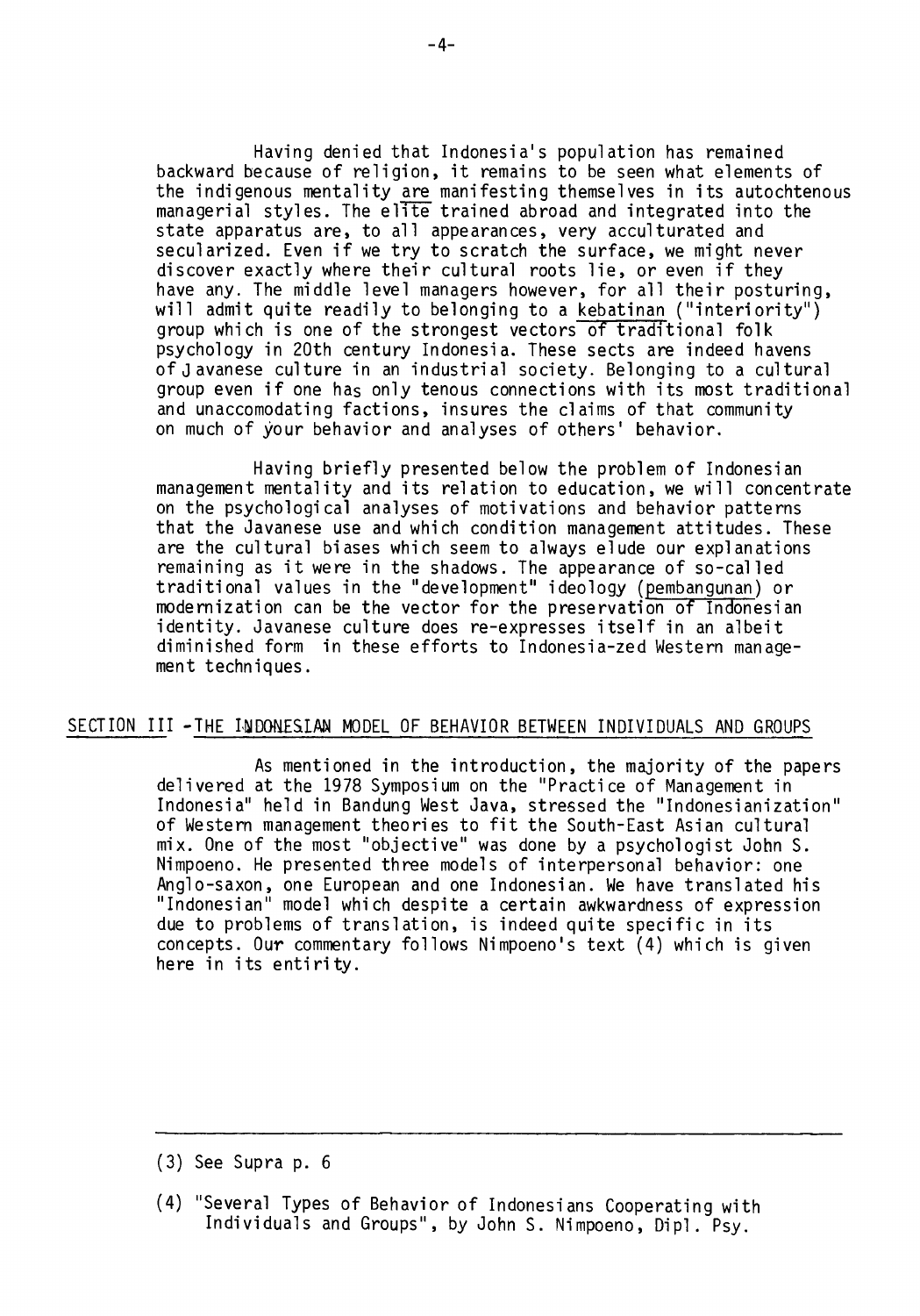Having denied that Indonesia's population has remained backward because of religion, it remains to be seen what elements of the indigenous mentality are manifesting themselves in its autochtenous managerial styles. The elite trained abroad and integrated into the state apparatus are, to all appearances, very acculturated and secularized. Even if we try to scratch the surface, we might never discover exactly where their cultural roots lie, or even if they have any. The middle level managers however, for all their posturing, will admit quite readily to belonging to a kebatinan ("interiority") group which is one of the strongest vectors of traditional folk psychology in 20th century Indonesia. These sects are indeed havens of Javanese culture in an industrial society. Belonging to a cultural group even if one has only tenous connections with its most traditional and unaccomodating factions, insures the claims of that community on much of your behavior and analyses of others' behavior.

Having briefly presented below the problem of Indonesian management mentality and its relation to education, we will concentrate on the psychological analyses of motivations and behavior patterns that the Javanese use and which condition management attitudes. These are the cultural biases which seem to always elude our explanations remaining as it were in the shadows. The appearance of so-called traditional values in the "development" ideology (pembangunan) or modernization can be the vector for the preservation of Indonesian identity. Javanese culture does re-expresses itself in an albeit diminished form in these efforts to Indonesia-zed Western management techniques.

## SECTION III - THE INDONESIAN MODEL OF BEHAVIOR BETWEEN INDIVIDUALS AND GROUPS

As mentioned in the introduction, the majority of the papers delivered at the 1978 Symposium on the "Practice of Management in Indonesia" held in Bandung West Java, stressed the "Indonesianization" of Western management theories to fit the South-East Asian cultural mix. One of the most "objective" was done by a psychologist John S. Nimpoeno. He presented three models of interpersonal behavior: one Anglo-saxon, one European and one Indonesian. We have translated his "Indonesian" model which despite a certain awkwardness of expression due to problems of translation, is indeed quite specific in its concepts. Our commentary follows Nimpoeno's text (4) which is given here in its entirity.

---

(3) See Supra p. 6

(4) "Several Types of Behavior of Indonesians Cooperating with Individuals and Groups", by John S. Nimpoeno, Dipl. Psy.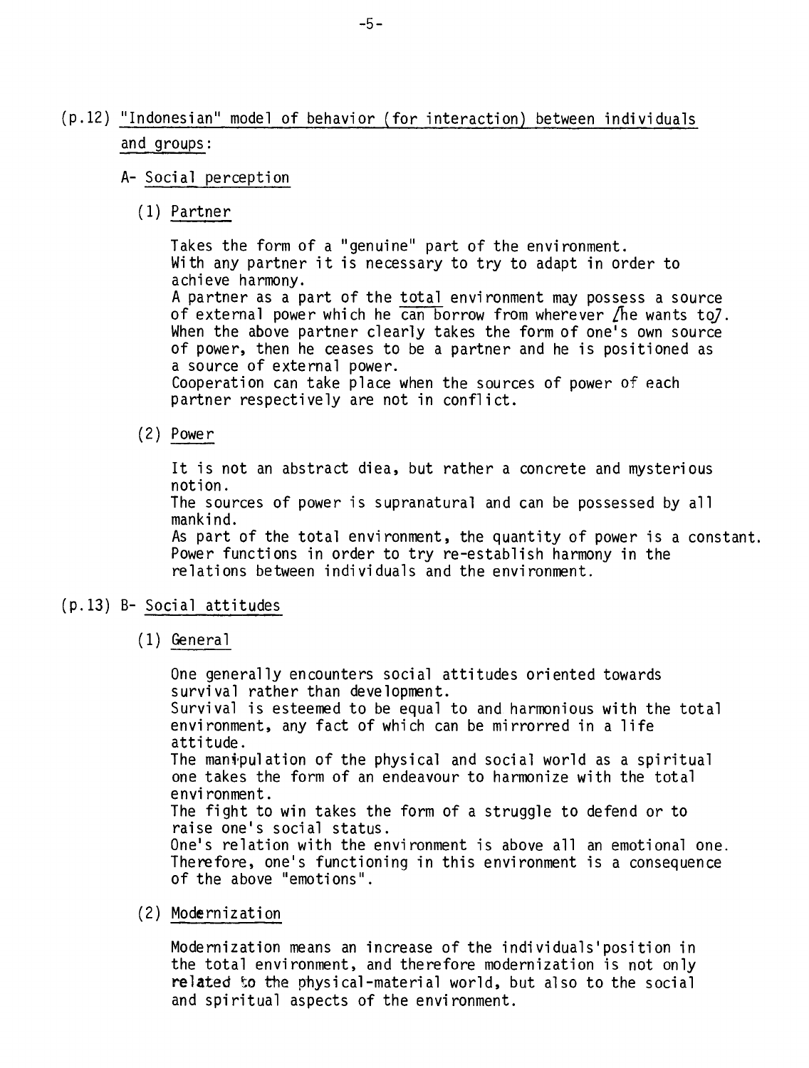(p.12) <u>"Indonesian" model of behavior (for interaction) between individuals and groups:</u>

A- <u>Social perception</u>

(1) <u>Partner</u>

Takes the form of a "genuine" part of the environment.
With any partner it is necessary to try to adapt in order to achieve harmony.
A partner as a part of the <u>total</u> environment may possess a source of external power which he <u>can</u> borrow from wherever /he wants to/.
When the above partner clearly takes the form of one's own source of power, then he ceases to be a partner and he is positioned as a source of external power.
Cooperation can take place when the sources of power of each partner respectively are not in conflict.

(2) <u>Power</u>

It is not an abstract diea, but rather a concrete and mysterious notion.
The sources of power is supranatural and can be possessed by all mankind.
As part of the total environment, the quantity of power is a constant.
Power functions in order to try re-establish harmony in the relations between individuals and the environment.

(p.13) B- <u>Social attitudes</u>

(1) <u>General</u>

One generally encounters social attitudes oriented towards survival rather than development.
Survival is esteemed to be equal to and harmonious with the total environment, any fact of which can be mirrorred in a life attitude.
The manipulation of the physical and social world as a spiritual one takes the form of an endeavour to harmonize with the total environment.
The fight to win takes the form of a struggle to defend or to raise one's social status.
One's relation with the environment is above all an emotional one.
Therefore, one's functioning in this environment is a consequence of the above "emotions".

(2) <u>Modernization</u>

Modernization means an increase of the individuals'position in the total environment, and therefore modernization is not only related to the physical-material world, but also to the social and spiritual aspects of the environment.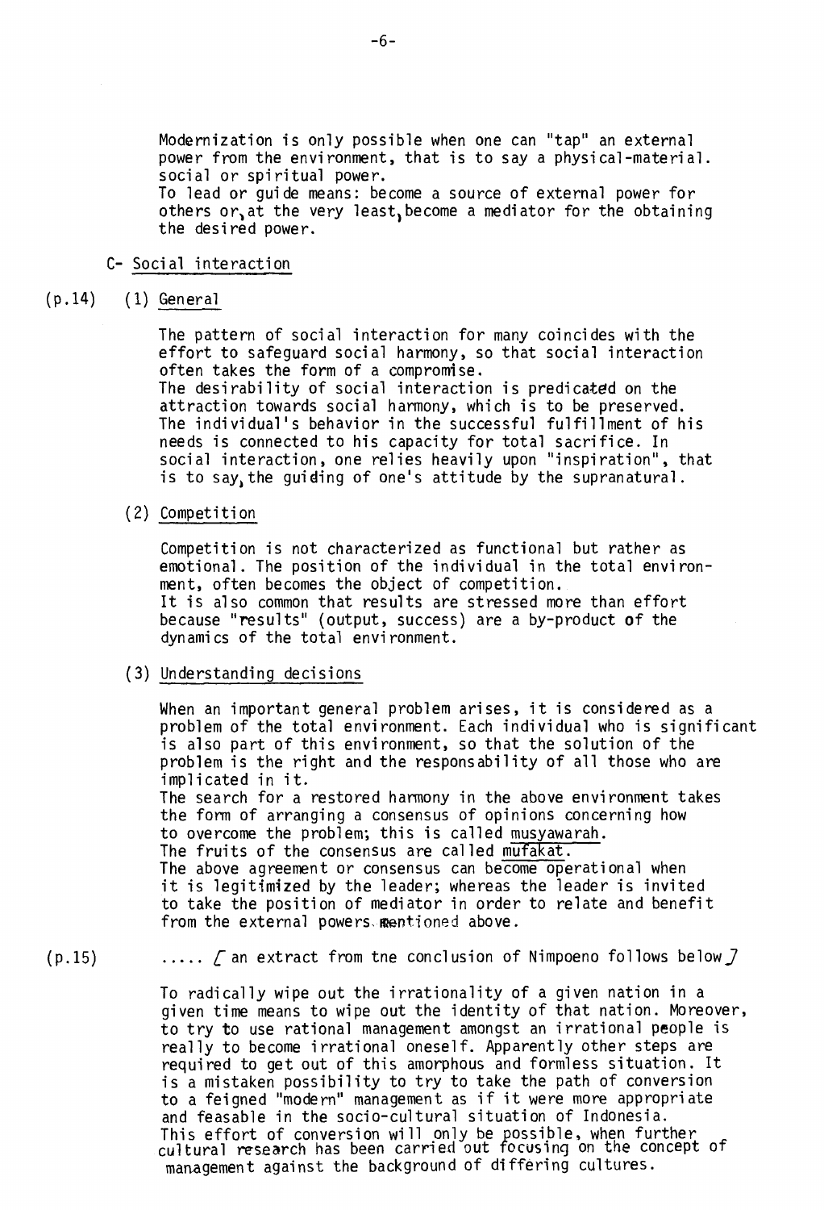Modernization is only possible when one can "tap" an external power from the environment, that is to say a physical-material. social or spiritual power.
To lead or guide means: become a source of external power for others or, at the very least, become a mediator for the obtaining the desired power.

## C- Social interaction

(p.14) (1) General

The pattern of social interaction for many coincides with the effort to safeguard social harmony, so that social interaction often takes the form of a compromise.
The desirability of social interaction is predicated on the attraction towards social harmony, which is to be preserved. The individual's behavior in the successful fulfillment of his needs is connected to his capacity for total sacrifice. In social interaction, one relies heavily upon "inspiration", that is to say, the guiding of one's attitude by the supranatural.

(2) Competition

Competition is not characterized as functional but rather as emotional. The position of the individual in the total environment, often becomes the object of competition.
It is also common that results are stressed more than effort because "results" (output, success) are a by-product of the dynamics of the total environment.

(3) Understanding decisions

When an important general problem arises, it is considered as a problem of the total environment. Each individual who is significant is also part of this environment, so that the solution of the problem is the right and the responsability of all those who are implicated in it.
The search for a restored harmony in the above environment takes the form of arranging a consensus of opinions concerning how to overcome the problem; this is called musyawarah.
The fruits of the consensus are called mufakat.
The above agreement or consensus can become operational when it is legitimized by the leader; whereas the leader is invited to take the position of mediator in order to relate and benefit from the external powers mentioned above.

(p.15) ..... [ an extract from tne conclusion of Nimpoeno follows below ]

To radically wipe out the irrationality of a given nation in a given time means to wipe out the identity of that nation. Moreover, to try to use rational management amongst an irrational people is really to become irrational oneself. Apparently other steps are required to get out of this amorphous and formless situation. It is a mistaken possibility to try to take the path of conversion to a feigned "modern" management as if it were more appropriate and feasable in the socio-cultural situation of Indonesia.
This effort of conversion will only be possible, when further cultural research has been carried out focusing on the concept of management against the background of differing cultures.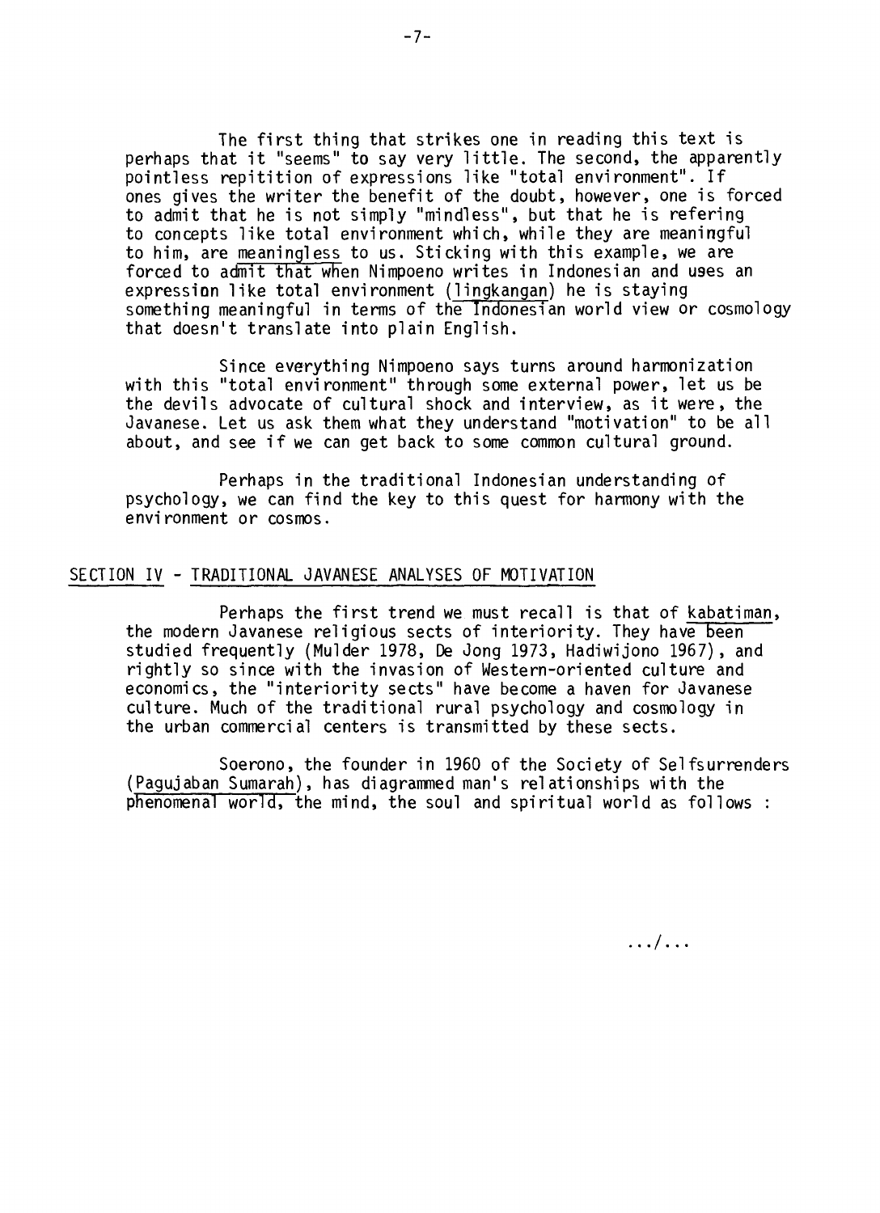The first thing that strikes one in reading this text is perhaps that it "seems" to say very little. The second, the apparently pointless repitition of expressions like "total environment". If ones gives the writer the benefit of the doubt, however, one is forced to admit that he is not simply "mindless", but that he is refering to concepts like total environment which, while they are meaningful to him, are <u>meaningless</u> to us. Sticking with this example, we are forced to admit that when Nimpoeno writes in Indonesian and uses an expression like total environment (<u>lingkangan</u>) he is staying something meaningful in terms of the Indonesian world view or cosmology that doesn't translate into plain English.

Since everything Nimpoeno says turns around harmonization with this "total environment" through some external power, let us be the devils advocate of cultural shock and interview, as it were, the Javanese. Let us ask them what they understand "motivation" to be all about, and see if we can get back to some common cultural ground.

Perhaps in the traditional Indonesian understanding of psychology, we can find the key to this quest for harmony with the environment or cosmos.

## SECTION IV - TRADITIONAL JAVANESE ANALYSES OF MOTIVATION

Perhaps the first trend we must recall is that of <u>kabatiman</u>, the modern Javanese religious sects of interiority. They have been studied frequently (Mulder 1978, De Jong 1973, Hadiwijono 1967), and rightly so since with the invasion of Western-oriented culture and economics, the "interiority sects" have become a haven for Javanese culture. Much of the traditional rural psychology and cosmology in the urban commercial centers is transmitted by these sects.

Soerono, the founder in 1960 of the Society of Selfsurrenders (<u>Pagujaban Sumarah</u>), has diagrammed man's relationships with the phenomenal world, the mind, the soul and spiritual world as follows :

.../...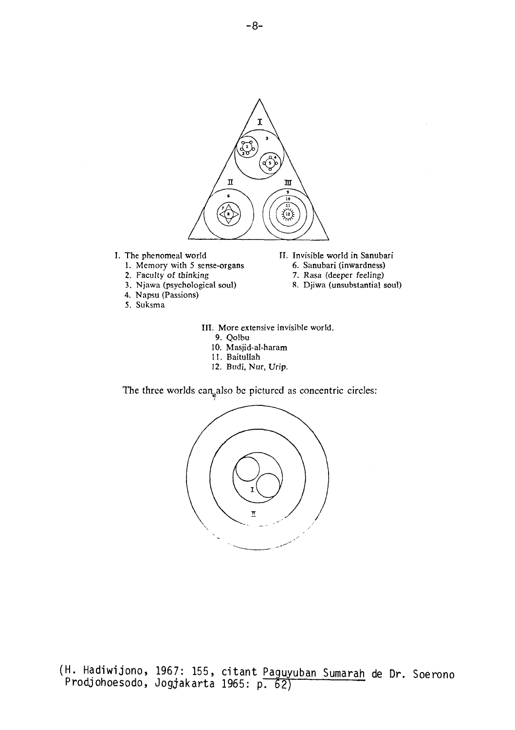I. The phenomeal world
   1. Memory with 5 sense-organs
   2. Faculty of thinking
   3. Njawa (psychological soul)
   4. Napsu (Passions)
   5. Suksma

II. Invisible world in Sanubari
   6. Sanubari (inwardness)
   7. Rasa (deeper feeling)
   8. Djiwa (unsubstantial soul)

III. More extensive invisible world.
   9. Qolbu
   10. Masjid-al-haram
   11. Baitullah
   12. Budi, Nur, Urip.

The three worlds can also be pictured as concentric circles:

(H. Hadiwijono, 1967: 155, citant Paguyuban Sumarah de Dr. Soerono Prodjohoesodo, Jogjakarta 1965: p. 62)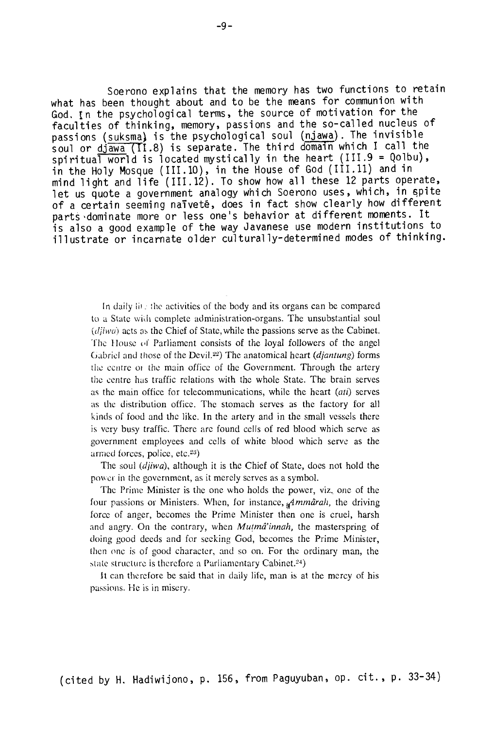Soerono explains that the memory has two functions to retain what has been thought about and to be the means for communion with God. In the psychological terms, the source of motivation for the faculties of thinking, memory, passions and the so-called nucleus of passions (suksma) is the psychological soul (njawa). The invisible soul or djawa (II.8) is separate. The third domain which I call the spiritual world is located mystically in the heart (III.9 = Qolbu), in the Holy Mosque (III.10), in the House of God (III.11) and in mind light and life (III.12). To show how all these 12 parts operate, let us quote a government analogy which Soerono uses, which, in spite of a certain seeming naïveté, does in fact show clearly how different parts dominate more or less one's behavior at different moments. It is also a good example of the way Javanese use modern institutions to illustrate or incarnate older culturally-determined modes of thinking.

> In daily life the activities of the body and its organs can be compared to a State with complete administration-organs. The unsubstantial soul (*djiwa*) acts as the Chief of State, while the passions serve as the Cabinet. The House of Parliament consists of the loyal followers of the angel Gabriel and those of the Devil.[22]) The anatomical heart (*djantung*) forms the centre or the main office of the Government. Through the artery the centre has traffic relations with the whole State. The brain serves as the main office for telecommunications, while the heart (*ati*) serves as the distribution office. The stomach serves as the factory for all kinds of food and the like. In the artery and in the small vessels there is very busy traffic. There are found cells of red blood which serve as government employees and cells of white blood which serve as the armed forces, police, etc.[23])
>
> The soul (*djiwa*), although it is the Chief of State, does not hold the power in the government, as it merely serves as a symbol.
>
> The Prime Minister is the one who holds the power, viz. one of the four passions or Ministers. When, for instance, *Ammârah*, the driving force of anger, becomes the Prime Minister then one is cruel, harsh and angry. On the contrary, when *Mutmâ'innah*, the masterspring of doing good deeds and for seeking God, becomes the Prime Minister, then one is of good character, and so on. For the ordinary man, the state structure is therefore a Parliamentary Cabinet.[24])
>
> It can therefore be said that in daily life, man is at the mercy of his passions. He is in misery.

(cited by H. Hadiwijono, p. 156, from Paguyuban, op. cit., p. 33-34)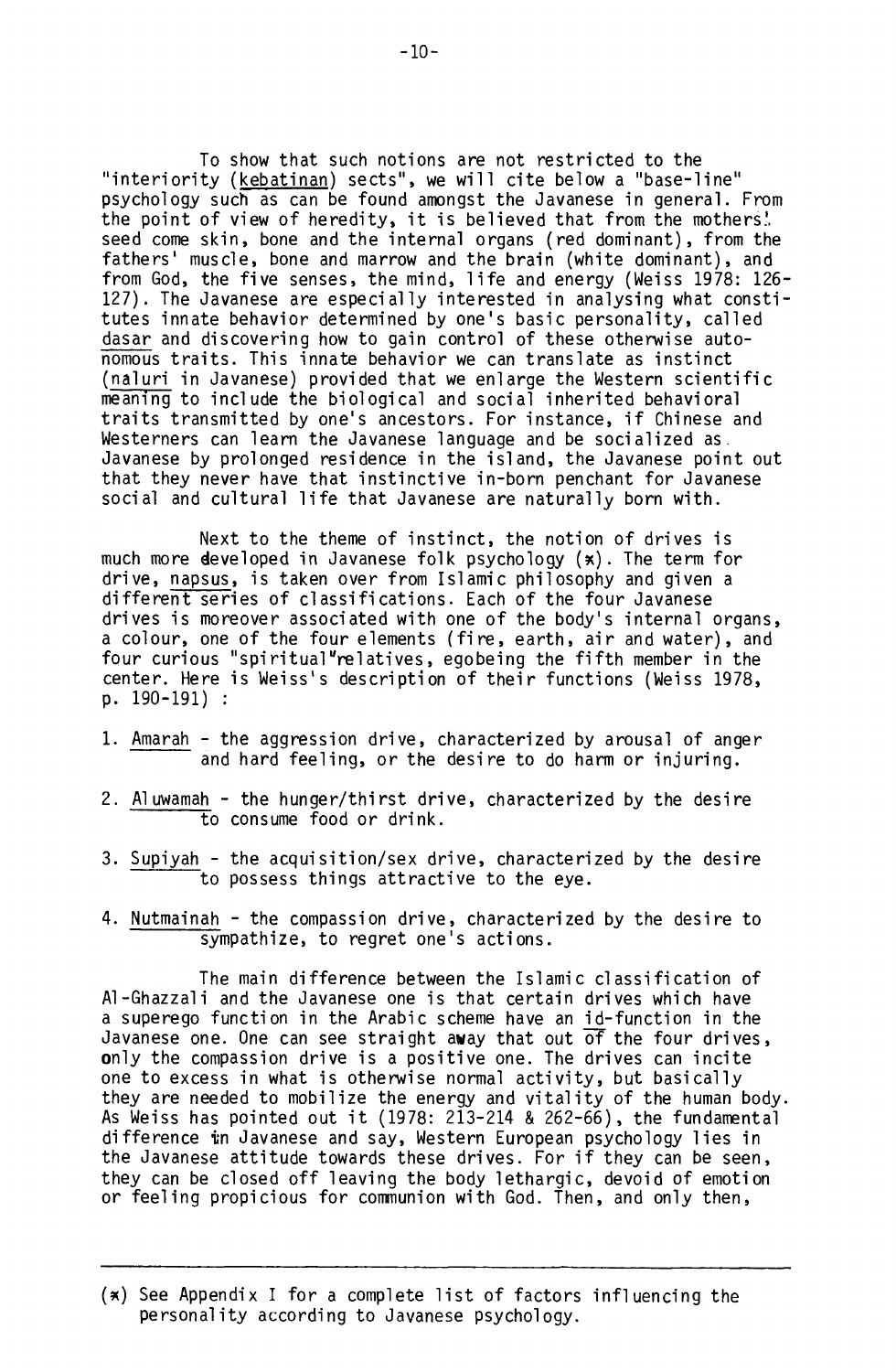To show that such notions are not restricted to the "interiority (kebatinan) sects", we will cite below a "base-line" psychology such as can be found amongst the Javanese in general. From the point of view of heredity, it is believed that from the mothers' seed come skin, bone and the internal organs (red dominant), from the fathers' muscle, bone and marrow and the brain (white dominant), and from God, the five senses, the mind, life and energy (Weiss 1978: 126-127). The Javanese are especially interested in analysing what constitutes innate behavior determined by one's basic personality, called dasar and discovering how to gain control of these otherwise autonomous traits. This innate behavior we can translate as instinct (naluri in Javanese) provided that we enlarge the Western scientific meaning to include the biological and social inherited behavioral traits transmitted by one's ancestors. For instance, if Chinese and Westerners can learn the Javanese language and be socialized as Javanese by prolonged residence in the island, the Javanese point out that they never have that instinctive in-born penchant for Javanese social and cultural life that Javanese are naturally born with.

Next to the theme of instinct, the notion of drives is much more developed in Javanese folk psychology (*). The term for drive, napsus, is taken over from Islamic philosophy and given a different series of classifications. Each of the four Javanese drives is moreover associated with one of the body's internal organs, a colour, one of the four elements (fire, earth, air and water), and four curious "spiritual" relatives, egobeing the fifth member in the center. Here is Weiss's description of their functions (Weiss 1978, p. 190-191) :

1. Amarah - the aggression drive, characterized by arousal of anger and hard feeling, or the desire to do harm or injuring.

2. Aluwamah - the hunger/thirst drive, characterized by the desire to consume food or drink.

3. Supiyah - the acquisition/sex drive, characterized by the desire to possess things attractive to the eye.

4. Nutmainah - the compassion drive, characterized by the desire to sympathize, to regret one's actions.

The main difference between the Islamic classification of Al-Ghazzali and the Javanese one is that certain drives which have a superego function in the Arabic scheme have an id-function in the Javanese one. One can see straight away that out of the four drives, only the compassion drive is a positive one. The drives can incite one to excess in what is otherwise normal activity, but basically they are needed to mobilize the energy and vitality of the human body. As Weiss has pointed out it (1978: 213-214 & 262-66), the fundamental difference in Javanese and say, Western European psychology lies in the Javanese attitude towards these drives. For if they can be seen, they can be closed off leaving the body lethargic, devoid of emotion or feeling propicious for communion with God. Then, and only then,

---

(*) See Appendix I for a complete list of factors influencing the personality according to Javanese psychology.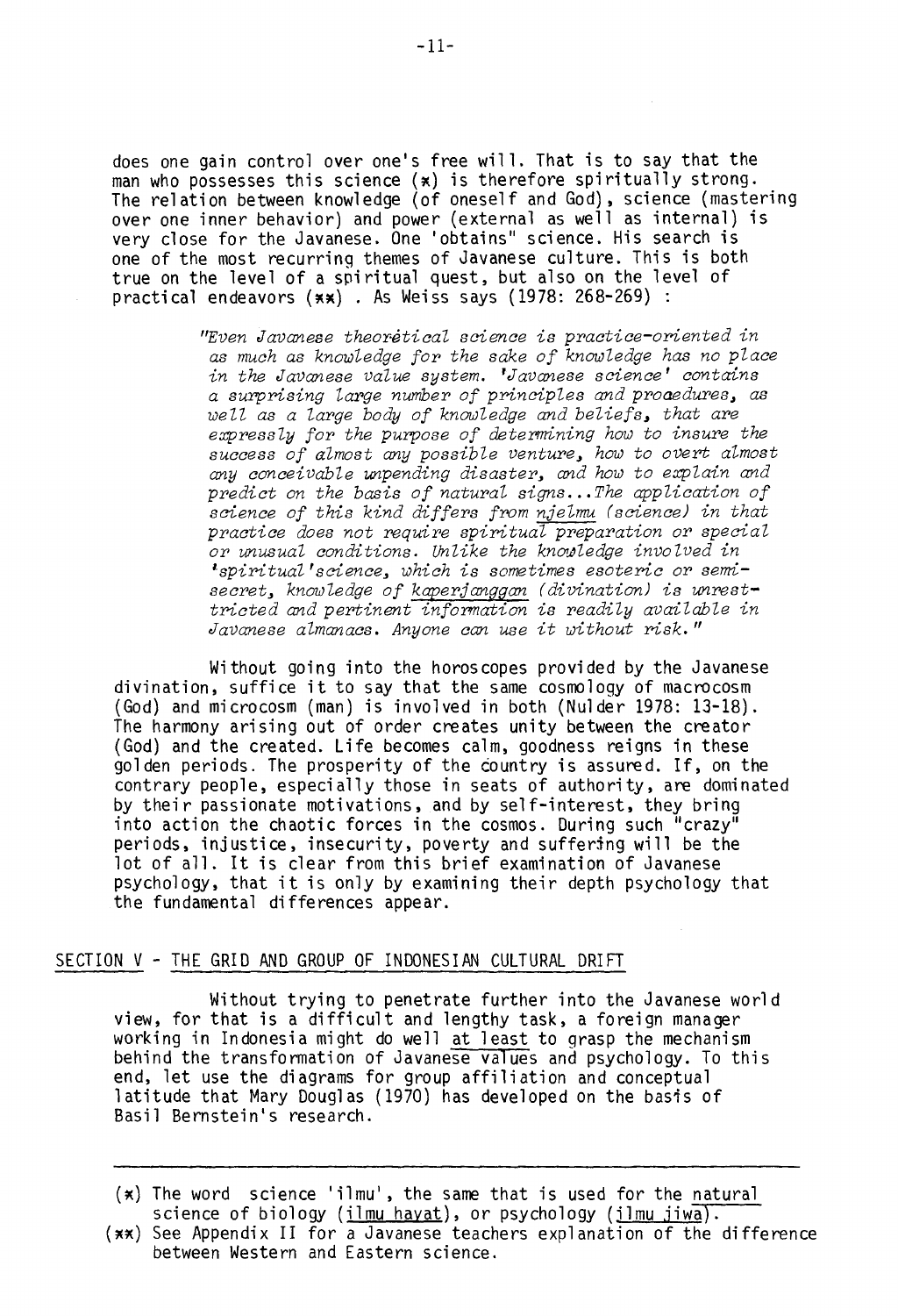does one gain control over one's free will. That is to say that the man who possesses this science (*) is therefore spiritually strong. The relation between knowledge (of oneself and God), science (mastering over one inner behavior) and power (external as well as internal) is very close for the Javanese. One 'obtains" science. His search is one of the most recurring themes of Javanese culture. This is both true on the level of a spiritual quest, but also on the level of practical endeavors (**) . As Weiss says (1978: 268-269) :

> *"Even Javanese theoretical science is practice-oriented in as much as knowledge for the sake of knowledge has no place in the Javanese value system. 'Javanese science' contains a surprising large number of principles and procedures, as well as a large body of knowledge and beliefs, that are expressly for the purpose of determining how to insure the success of almost any possible venture, how to overt almost any conceivable impending disaster, and how to explain and predict on the basis of natural signs...The application of science of this kind differs from njelmu (science) in that practice does not require spiritual preparation or special or unusual conditions. Unlike the knowledge involved in 'spiritual'science, which is sometimes esoteric or semi-secret, knowledge of kaperjanggan (divination) is unrestricted and pertinent information is readily available in Javanese almanacs. Anyone can use it without risk."*

Without going into the horoscopes provided by the Javanese divination, suffice it to say that the same cosmology of macrocosm (God) and microcosm (man) is involved in both (Nulder 1978: 13-18). The harmony arising out of order creates unity between the creator (God) and the created. Life becomes calm, goodness reigns in these golden periods. The prosperity of the country is assured. If, on the contrary people, especially those in seats of authority, are dominated by their passionate motivations, and by self-interest, they bring into action the chaotic forces in the cosmos. During such "crazy" periods, injustice, insecurity, poverty and suffering will be the lot of all. It is clear from this brief examination of Javanese psychology, that it is only by examining their depth psychology that the fundamental differences appear.

## SECTION V - THE GRID AND GROUP OF INDONESIAN CULTURAL DRIFT

Without trying to penetrate further into the Javanese world view, for that is a difficult and lengthy task, a foreign manager working in Indonesia might do well at least to grasp the mechanism behind the transformation of Javanese values and psychology. To this end, let use the diagrams for group affiliation and conceptual latitude that Mary Douglas (1970) has developed on the basis of Basil Bernstein's research.

---

(*) The word science 'ilmu', the same that is used for the natural science of biology (ilmu hayat), or psychology (ilmu jiwa).

(**) See Appendix II for a Javanese teachers explanation of the difference between Western and Eastern science.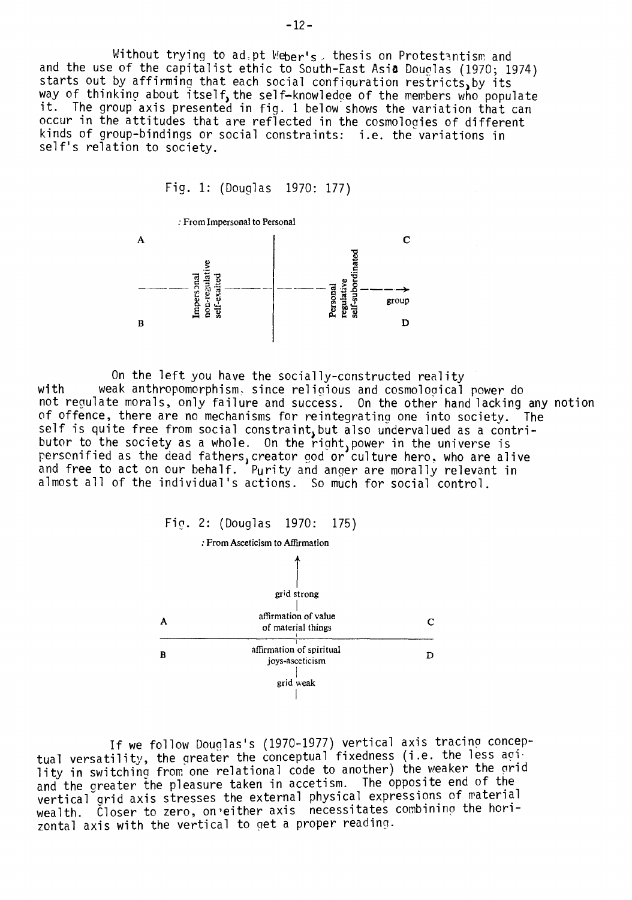Without trying to ad.pt Weber's thesis on Protestantism and and the use of the capitalist ethic to South-East Asia Douglas (1970; 1974) starts out by affirming that each social configuration restricts, by its way of thinking about itself, the self-knowledge of the members who populate it. The group axis presented in fig. 1 below shows the variation that can occur in the attitudes that are reflected in the cosmologies of different kinds of group-bindings or social constraints: i.e. the variations in self's relation to society.

Fig. 1: (Douglas 1970: 177)

: From Impersonal to Personal

A — Impersonal non-regulative self-exalted — | — Personal regulative self-subordinated — → group — C

B — D

On the left you have the socially-constructed reality with weak anthropomorphism, since religious and cosmological power do not regulate morals, only failure and success. On the other hand lacking any notion of offence, there are no mechanisms for reintegrating one into society. The self is quite free from social constraint, but also undervalued as a contributor to the society as a whole. On the right, power in the universe is personified as the dead fathers, creator god or culture hero, who are alive and free to act on our behalf. Purity and anger are morally relevant in almost all of the individual's actions. So much for social control.

Fig. 2: (Douglas 1970: 175)

: From Asceticism to Affirmation

grid strong

A — affirmation of value of material things — C

B — affirmation of spiritual joys-asceticism — D

grid weak

If we follow Douglas's (1970-1977) vertical axis tracing conceptual versatility, the greater the conceptual fixedness (i.e. the less agility in switching from one relational code to another) the weaker the grid and the greater the pleasure taken in accetism. The opposite end of the vertical grid axis stresses the external physical expressions of material wealth. Closer to zero, on either axis necessitates combining the horizontal axis with the vertical to get a proper reading.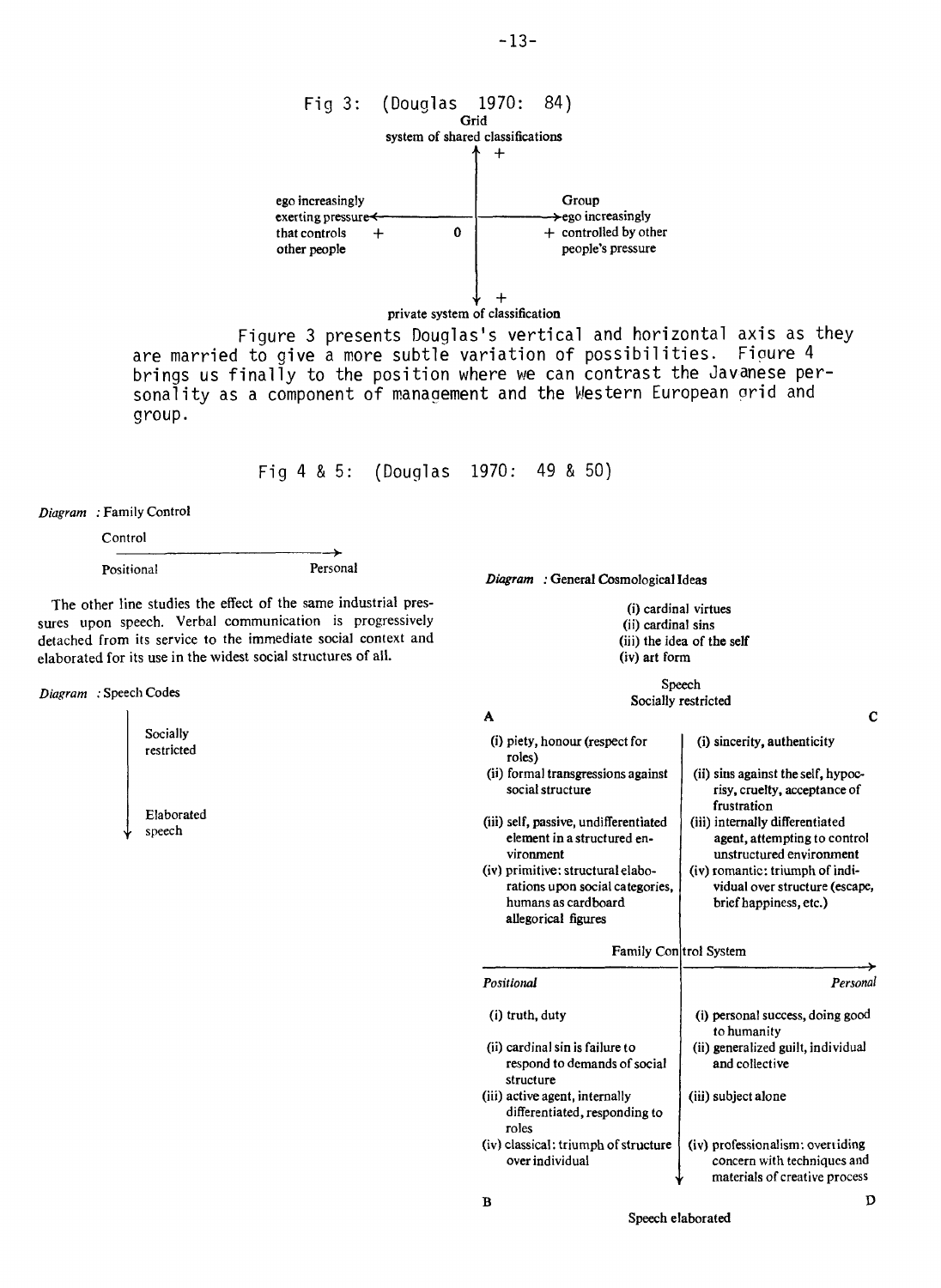Fig 3: (Douglas 1970: 84)

Grid

system of shared classifications

+

ego increasingly exerting pressure that controls other people +

0

Group

ego increasingly controlled by other people's pressure +

+

private system of classification

Figure 3 presents Douglas's vertical and horizontal axis as they are married to give a more subtle variation of possibilities. Figure 4 brings us finally to the position where we can contrast the Javanese personality as a component of management and the Western European grid and group.

Fig 4 & 5: (Douglas 1970: 49 & 50)

*Diagram* : Family Control

Control

Positional → Personal

The other line studies the effect of the same industrial pressures upon speech. Verbal communication is progressively detached from its service to the immediate social context and elaborated for its use in the widest social structures of all.

*Diagram* : Speech Codes

Socially restricted

↓

Elaborated speech

*Diagram* : General Cosmological Ideas

(i) cardinal virtues
(ii) cardinal sins
(iii) the idea of the self
(iv) art form

Speech Socially restricted

| A | C |
|---|---|
| (i) piety, honour (respect for roles) | (i) sincerity, authenticity |
| (ii) formal transgressions against social structure | (ii) sins against the self, hypocrisy, cruelty, acceptance of frustration |
| (iii) self, passive, undifferentiated element in a structured environment | (iii) internally differentiated agent, attempting to control unstructured environment |
| (iv) primitive: structural elaborations upon social categories, humans as cardboard allegorical figures | (iv) romantic: triumph of individual over structure (escape, brief happiness, etc.) |

Family Control System

| *Positional* | *Personal* |
|---|---|
| (i) truth, duty | (i) personal success, doing good to humanity |
| (ii) cardinal sin is failure to respond to demands of social structure | (ii) generalized guilt, individual and collective |
| (iii) active agent, internally differentiated, responding to roles | (iii) subject alone |
| (iv) classical: triumph of structure over individual | (iv) professionalism: overriding concern with techniques and materials of creative process |
| B | D |

Speech elaborated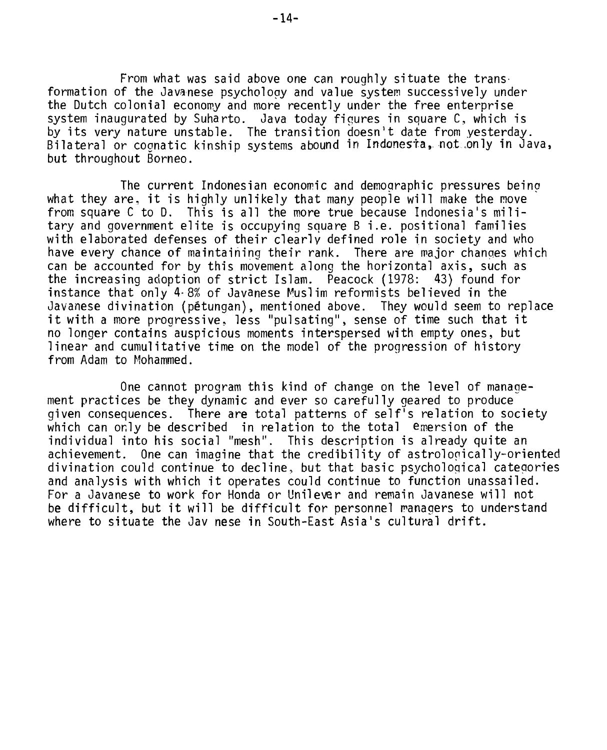From what was said above one can roughly situate the transformation of the Javanese psychology and value system successively under the Dutch colonial economy and more recently under the free enterprise system inaugurated by Suharto. Java today figures in square C, which is by its very nature unstable. The transition doesn't date from yesterday. Bilateral or cognatic kinship systems abound in Indonesia, not only in Java, but throughout Borneo.

The current Indonesian economic and demographic pressures being what they are, it is highly unlikely that many people will make the move from square C to D. This is all the more true because Indonesia's military and government elite is occupying square B i.e. positional families with elaborated defenses of their clearly defined role in society and who have every chance of maintaining their rank. There are major changes which can be accounted for by this movement along the horizontal axis, such as the increasing adoption of strict Islam. Peacock (1978: 43) found for instance that only 4·8% of Javanese Muslim reformists believed in the Javanese divination (pĕtungan), mentioned above. They would seem to replace it with a more progressive, less "pulsating", sense of time such that it no longer contains auspicious moments interspersed with empty ones, but linear and cumulitative time on the model of the progression of history from Adam to Mohammed.

One cannot program this kind of change on the level of management practices be they dynamic and ever so carefully geared to produce given consequences. There are total patterns of self's relation to society which can only be described in relation to the total emersion of the individual into his social "mesh". This description is already quite an achievement. One can imagine that the credibility of astrologically-oriented divination could continue to decline, but that basic psychological categories and analysis with which it operates could continue to function unassailed. For a Javanese to work for Honda or Unilever and remain Javanese will not be difficult, but it will be difficult for personnel managers to understand where to situate the Jav nese in South-East Asia's cultural drift.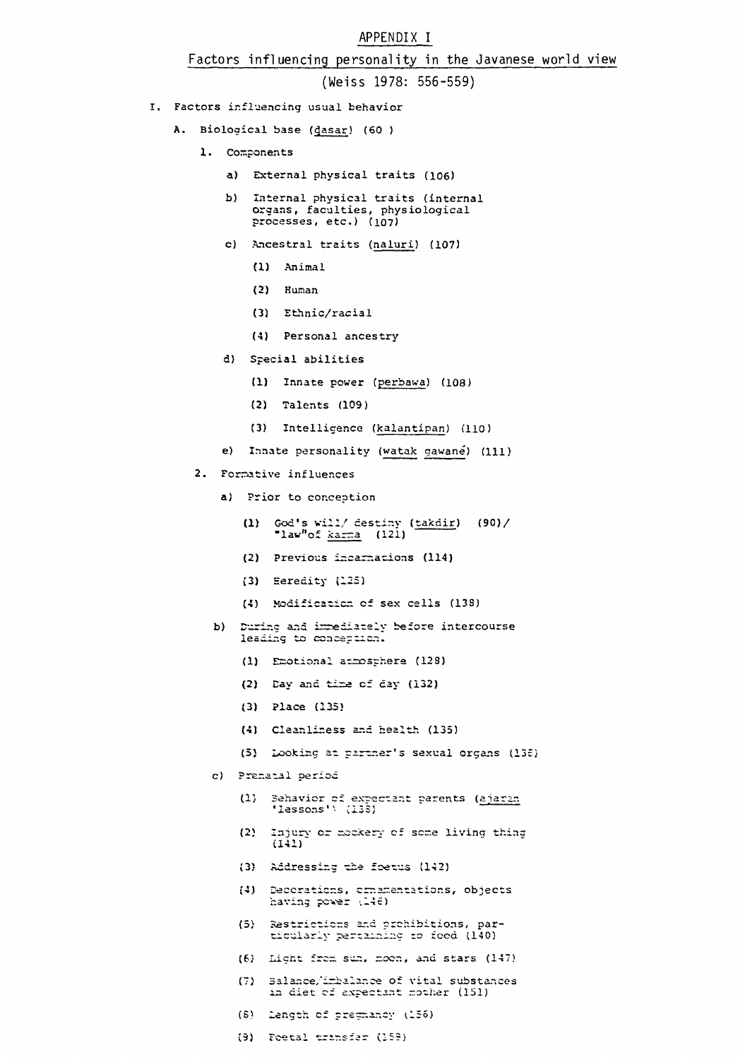# APPENDIX I

## Factors influencing personality in the Javanese world view

(Weiss 1978: 556-559)

- I. Factors influencing usual behavior
  - A. Biological base (dasar) (60 )
    - 1. Components
      - a) External physical traits (106)
      - b) Internal physical traits (internal organs, faculties, physiological processes, etc.) (107)
      - c) Ancestral traits (naluri) (107)
        - (1) Animal
        - (2) Human
        - (3) Ethnic/racial
        - (4) Personal ancestry
      - d) Special abilities
        - (1) Innate power (perbawa) (108)
        - (2) Talents (109)
        - (3) Intelligence (kalantipan) (110)
      - e) Innate personality (watak gawané) (111)
    - 2. Formative influences
      - a) Prior to conception
        - (1) God's will/ destiny (takdir) (90)/ "law"of karma (121)
        - (2) Previous incarnations (114)
        - (3) Heredity (125)
        - (4) Modification of sex cells (138)
      - b) During and immediately before intercourse leading to conception.
        - (1) Emotional atmosphere (128)
        - (2) Day and time of day (132)
        - (3) Place (135)
        - (4) Cleanliness and health (135)
        - (5) Looking at partner's sexual organs (136)
      - c) Prenatal period
        - (1) Behavior of expectant parents (ajaran 'lessons') (138)
        - (2) Injury or mockery of some living thing (141)
        - (3) Addressing the foetus (142)
        - (4) Decorations, ornamentations, objects having power (146)
        - (5) Restrictions and prohibitions, particularly pertaining to food (140)
        - (6) Light from sun, moon, and stars (147)
        - (7) Balance/imbalance of vital substances in diet of expectant mother (151)
        - (8) Length of pregnancy (156)
        - (9) Foetal transfer (159)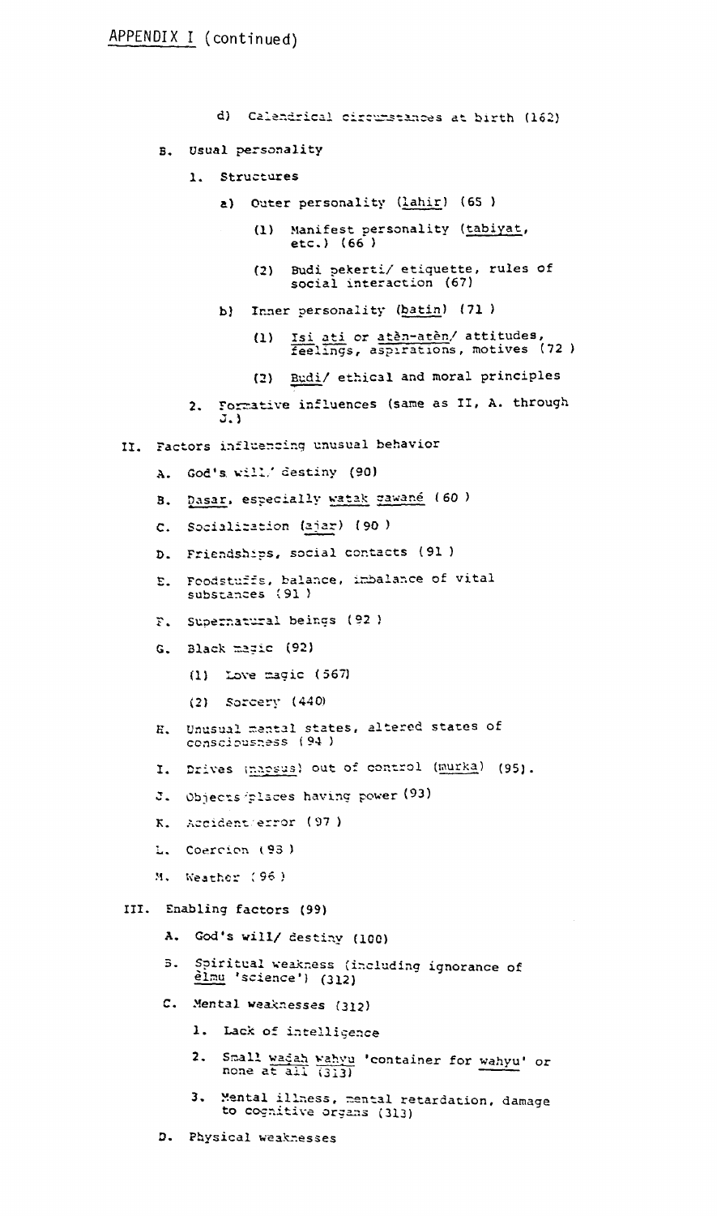APPENDIX I (continued)

- d) Calendrical circumstances at birth (162)

- B. Usual personality
  - 1. Structures
    - a) Outer personality (lahir) (65 )
      - (1) Manifest personality (tabiyat, etc.) (66 )
      - (2) Budi pekerti/ etiquette, rules of social interaction (67)
    - b) Inner personality (batin) (71 )
      - (1) Isi ati or atèn-atèn/ attitudes, feelings, aspirations, motives (72 )
      - (2) Budi/ ethical and moral principles
  - 2. Formative influences (same as II, A. through J.)

II. Factors influencing unusual behavior

- A. God's will/ destiny (90)
- B. Dasar, especially watak gawané (60 )
- C. Socialization (ajar) (90 )
- D. Friendships, social contacts (91 )
- E. Foodstuffs, balance, imbalance of vital substances (91 )
- F. Supernatural beings (92 )
- G. Black magic (92)
  - (1) Love magic (567)
  - (2) Sorcery (440)
- H. Unusual mental states, altered states of consciousness (94 )
- I. Drives (napsus) out of control (murka) (95).
- J. Objects/places having power (93)
- K. Accident/error (97 )
- L. Coercion (93 )
- M. Weather (96 )

III. Enabling factors (99)

- A. God's will/ destiny (100)
- B. Spiritual weakness (including ignorance of èlmu 'science') (312)
- C. Mental weaknesses (312)
  - 1. Lack of intelligence
  - 2. Small wadah wahyu 'container for wahyu' or none at all (313)
  - 3. Mental illness, mental retardation, damage to cognitive organs (313)
- D. Physical weaknesses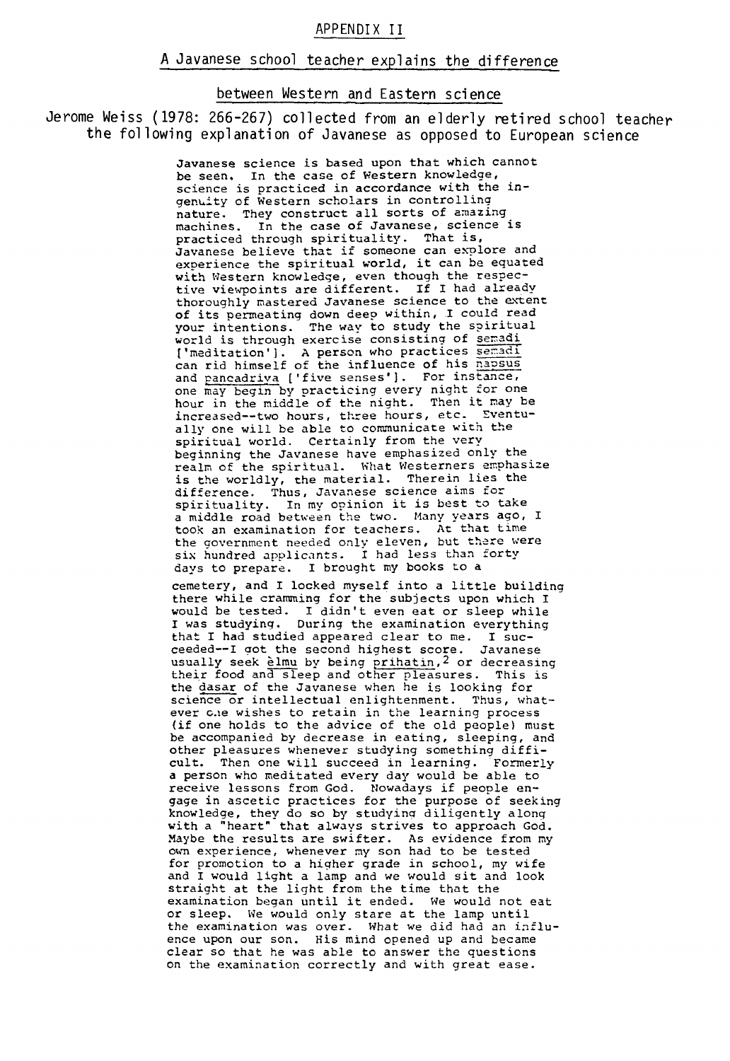## APPENDIX II

### A Javanese school teacher explains the difference between Western and Eastern science

Jerome Weiss (1978: 266-267) collected from an elderly retired school teacher the following explanation of Javanese as opposed to European science

> Javanese science is based upon that which cannot be seen. In the case of Western knowledge, science is practiced in accordance with the ingenuity of Western scholars in controlling nature. They construct all sorts of amazing machines. In the case of Javanese, science is practiced through spirituality. That is, Javanese believe that if someone can explore and experience the spiritual world, it can be equated with Western knowledge, even though the respective viewpoints are different. If I had already thoroughly mastered Javanese science to the extent of its permeating down deep within, I could read your intentions. The way to study the spiritual world is through exercise consisting of <u>semadi</u> ['meditation']. A person who practices <u>semadi</u> can rid himself of the influence of his <u>napsus</u> and <u>pancadriya</u> ['five senses']. For instance, one may begin by practicing every night for one hour in the middle of the night. Then it may be increased--two hours, three hours, etc. Eventually one will be able to communicate with the spiritual world. Certainly from the very beginning the Javanese have emphasized only the realm of the spiritual. What Westerners emphasize is the worldly, the material. Therein lies the difference. Thus, Javanese science aims for spirituality. In my opinion it is best to take a middle road between the two. Many years ago, I took an examination for teachers. At that time the government needed only eleven, but there were six hundred applicants. I had less than forty days to prepare. I brought my books to a cemetery, and I locked myself into a little building there while cramming for the subjects upon which I would be tested. I didn't even eat or sleep while I was studying. During the examination everything that I had studied appeared clear to me. I succeeded--I got the second highest score. Javanese usually seek <u>èlmu</u> by being <u>prihatin</u>,[2] or decreasing their food and sleep and other pleasures. This is the <u>dasar</u> of the Javanese when he is looking for science or intellectual enlightenment. Thus, whatever one wishes to retain in the learning process (if one holds to the advice of the old people) must be accompanied by decrease in eating, sleeping, and other pleasures whenever studying something difficult. Then one will succeed in learning. Formerly a person who meditated every day would be able to receive lessons from God. Nowadays if people engage in ascetic practices for the purpose of seeking knowledge, they do so by studying diligently along with a "heart" that always strives to approach God. Maybe the results are swifter. As evidence from my own experience, whenever my son had to be tested for promotion to a higher grade in school, my wife and I would light a lamp and we would sit and look straight at the light from the time that the examination began until it ended. We would not eat or sleep. We would only stare at the lamp until the examination was over. What we did had an influence upon our son. His mind opened up and became clear so that he was able to answer the questions on the examination correctly and with great ease.